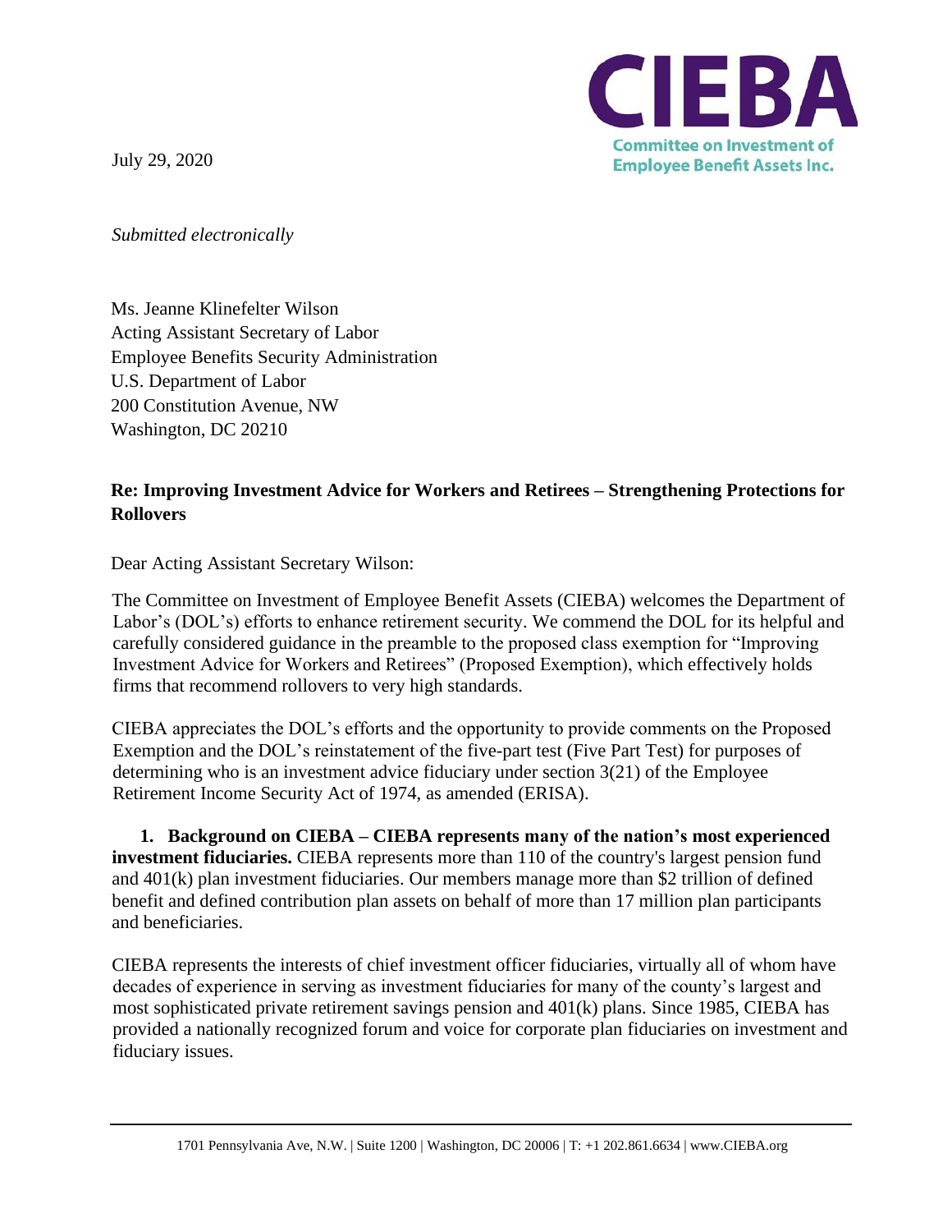**CIEBA**
**Committee on Investment of Employee Benefit Assets Inc.**

July 29, 2020

*Submitted electronically*

Ms. Jeanne Klinefelter Wilson
Acting Assistant Secretary of Labor
Employee Benefits Security Administration
U.S. Department of Labor
200 Constitution Avenue, NW
Washington, DC 20210

**Re: Improving Investment Advice for Workers and Retirees – Strengthening Protections for Rollovers**

Dear Acting Assistant Secretary Wilson:

The Committee on Investment of Employee Benefit Assets (CIEBA) welcomes the Department of Labor's (DOL's) efforts to enhance retirement security. We commend the DOL for its helpful and carefully considered guidance in the preamble to the proposed class exemption for "Improving Investment Advice for Workers and Retirees" (Proposed Exemption), which effectively holds firms that recommend rollovers to very high standards.

CIEBA appreciates the DOL's efforts and the opportunity to provide comments on the Proposed Exemption and the DOL's reinstatement of the five-part test (Five Part Test) for purposes of determining who is an investment advice fiduciary under section 3(21) of the Employee Retirement Income Security Act of 1974, as amended (ERISA).

1. **Background on CIEBA – CIEBA represents many of the nation's most experienced investment fiduciaries.** CIEBA represents more than 110 of the country's largest pension fund and 401(k) plan investment fiduciaries. Our members manage more than $2 trillion of defined benefit and defined contribution plan assets on behalf of more than 17 million plan participants and beneficiaries.

CIEBA represents the interests of chief investment officer fiduciaries, virtually all of whom have decades of experience in serving as investment fiduciaries for many of the county's largest and most sophisticated private retirement savings pension and 401(k) plans. Since 1985, CIEBA has provided a nationally recognized forum and voice for corporate plan fiduciaries on investment and fiduciary issues.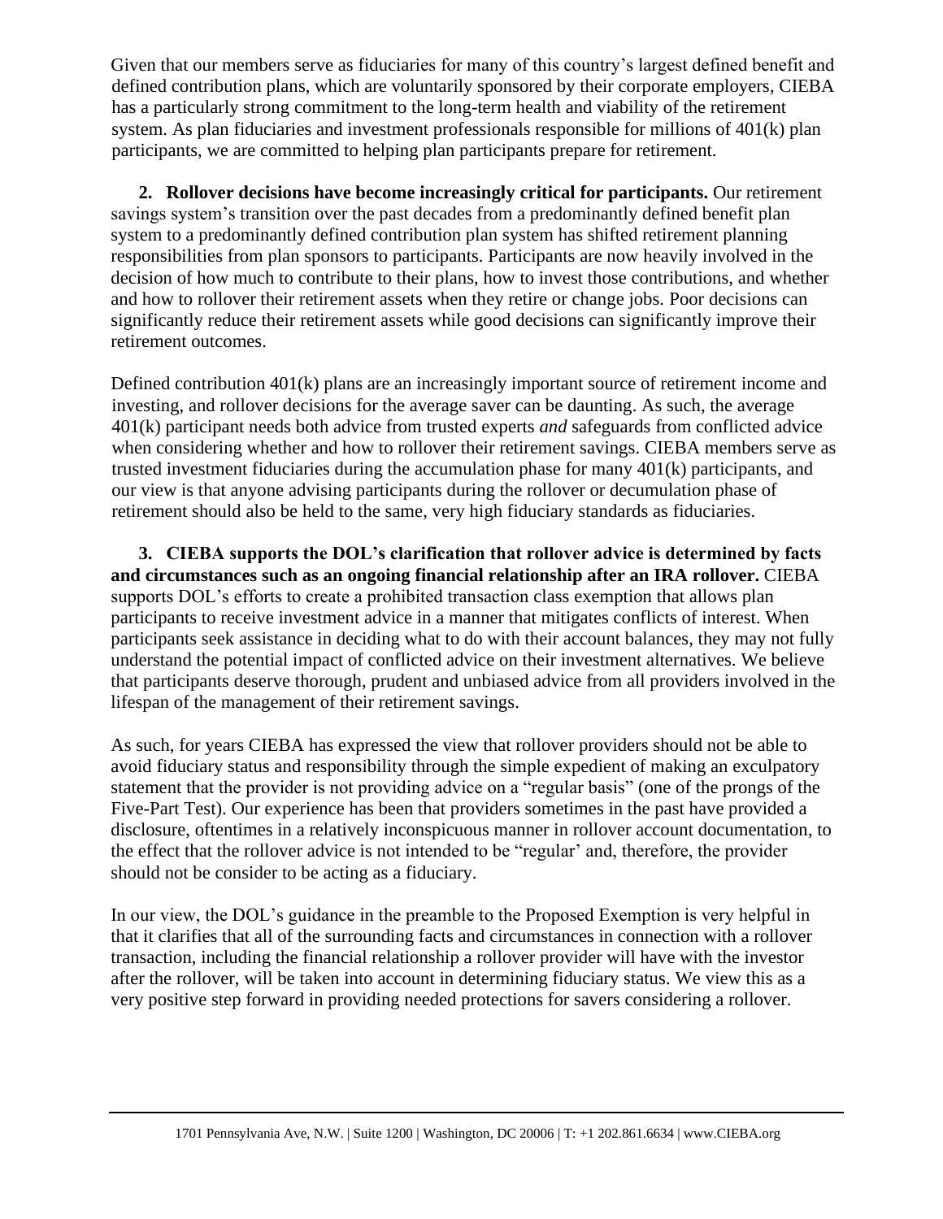Given that our members serve as fiduciaries for many of this country's largest defined benefit and defined contribution plans, which are voluntarily sponsored by their corporate employers, CIEBA has a particularly strong commitment to the long-term health and viability of the retirement system. As plan fiduciaries and investment professionals responsible for millions of 401(k) plan participants, we are committed to helping plan participants prepare for retirement.

**2. Rollover decisions have become increasingly critical for participants.** Our retirement savings system's transition over the past decades from a predominantly defined benefit plan system to a predominantly defined contribution plan system has shifted retirement planning responsibilities from plan sponsors to participants. Participants are now heavily involved in the decision of how much to contribute to their plans, how to invest those contributions, and whether and how to rollover their retirement assets when they retire or change jobs. Poor decisions can significantly reduce their retirement assets while good decisions can significantly improve their retirement outcomes.

Defined contribution 401(k) plans are an increasingly important source of retirement income and investing, and rollover decisions for the average saver can be daunting. As such, the average 401(k) participant needs both advice from trusted experts *and* safeguards from conflicted advice when considering whether and how to rollover their retirement savings. CIEBA members serve as trusted investment fiduciaries during the accumulation phase for many 401(k) participants, and our view is that anyone advising participants during the rollover or decumulation phase of retirement should also be held to the same, very high fiduciary standards as fiduciaries.

**3. CIEBA supports the DOL's clarification that rollover advice is determined by facts and circumstances such as an ongoing financial relationship after an IRA rollover.** CIEBA supports DOL's efforts to create a prohibited transaction class exemption that allows plan participants to receive investment advice in a manner that mitigates conflicts of interest. When participants seek assistance in deciding what to do with their account balances, they may not fully understand the potential impact of conflicted advice on their investment alternatives. We believe that participants deserve thorough, prudent and unbiased advice from all providers involved in the lifespan of the management of their retirement savings.

As such, for years CIEBA has expressed the view that rollover providers should not be able to avoid fiduciary status and responsibility through the simple expedient of making an exculpatory statement that the provider is not providing advice on a "regular basis" (one of the prongs of the Five-Part Test). Our experience has been that providers sometimes in the past have provided a disclosure, oftentimes in a relatively inconspicuous manner in rollover account documentation, to the effect that the rollover advice is not intended to be "regular' and, therefore, the provider should not be consider to be acting as a fiduciary.

In our view, the DOL's guidance in the preamble to the Proposed Exemption is very helpful in that it clarifies that all of the surrounding facts and circumstances in connection with a rollover transaction, including the financial relationship a rollover provider will have with the investor after the rollover, will be taken into account in determining fiduciary status. We view this as a very positive step forward in providing needed protections for savers considering a rollover.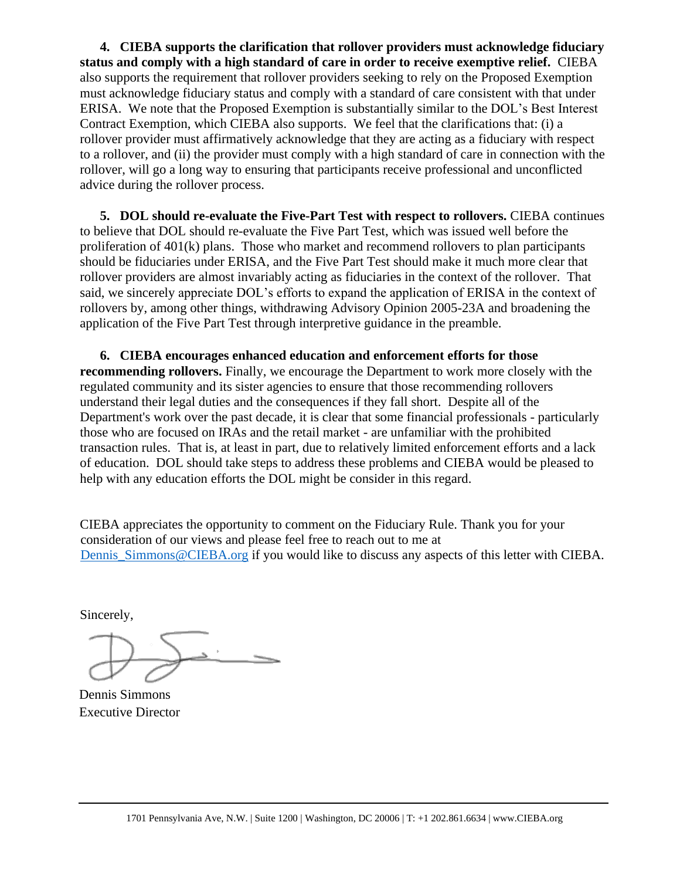**4. CIEBA supports the clarification that rollover providers must acknowledge fiduciary status and comply with a high standard of care in order to receive exemptive relief.** CIEBA also supports the requirement that rollover providers seeking to rely on the Proposed Exemption must acknowledge fiduciary status and comply with a standard of care consistent with that under ERISA. We note that the Proposed Exemption is substantially similar to the DOL's Best Interest Contract Exemption, which CIEBA also supports. We feel that the clarifications that: (i) a rollover provider must affirmatively acknowledge that they are acting as a fiduciary with respect to a rollover, and (ii) the provider must comply with a high standard of care in connection with the rollover, will go a long way to ensuring that participants receive professional and unconflicted advice during the rollover process.

**5. DOL should re-evaluate the Five-Part Test with respect to rollovers.** CIEBA continues to believe that DOL should re-evaluate the Five Part Test, which was issued well before the proliferation of 401(k) plans. Those who market and recommend rollovers to plan participants should be fiduciaries under ERISA, and the Five Part Test should make it much more clear that rollover providers are almost invariably acting as fiduciaries in the context of the rollover. That said, we sincerely appreciate DOL's efforts to expand the application of ERISA in the context of rollovers by, among other things, withdrawing Advisory Opinion 2005-23A and broadening the application of the Five Part Test through interpretive guidance in the preamble.

**6. CIEBA encourages enhanced education and enforcement efforts for those recommending rollovers.** Finally, we encourage the Department to work more closely with the regulated community and its sister agencies to ensure that those recommending rollovers understand their legal duties and the consequences if they fall short. Despite all of the Department's work over the past decade, it is clear that some financial professionals - particularly those who are focused on IRAs and the retail market - are unfamiliar with the prohibited transaction rules. That is, at least in part, due to relatively limited enforcement efforts and a lack of education. DOL should take steps to address these problems and CIEBA would be pleased to help with any education efforts the DOL might be consider in this regard.

CIEBA appreciates the opportunity to comment on the Fiduciary Rule. Thank you for your consideration of our views and please feel free to reach out to me at Dennis_Simmons@CIEBA.org if you would like to discuss any aspects of this letter with CIEBA.

Sincerely,

Dennis Simmons
Executive Director

1701 Pennsylvania Ave, N.W. | Suite 1200 | Washington, DC 20006 | T: +1 202.861.6634 | www.CIEBA.org